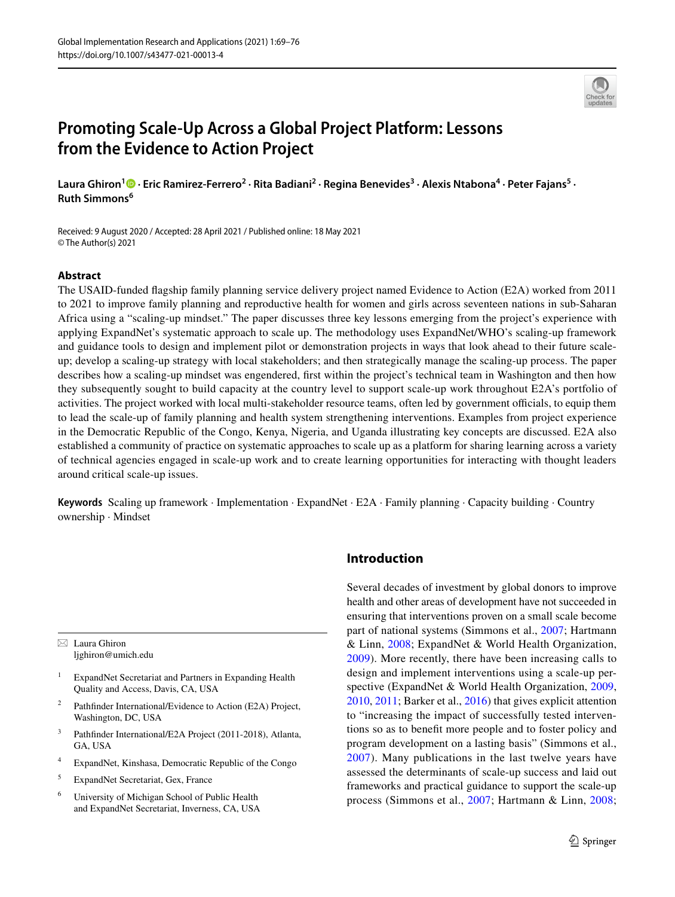# Promoting Scale-Up Across a Global Project Platform: Lessons from the Evidence to Action Project

**Laura Ghiron[1] · Eric Ramirez-Ferrero[2] · Rita Badiani[2] · Regina Benevides[3] · Alexis Ntabona[4] · Peter Fajans[5] · Ruth Simmons[6]**

Received: 9 August 2020 / Accepted: 28 April 2021 / Published online: 18 May 2021
© The Author(s) 2021

## Abstract

The USAID-funded flagship family planning service delivery project named Evidence to Action (E2A) worked from 2011 to 2021 to improve family planning and reproductive health for women and girls across seventeen nations in sub-Saharan Africa using a "scaling-up mindset." The paper discusses three key lessons emerging from the project's experience with applying ExpandNet's systematic approach to scale up. The methodology uses ExpandNet/WHO's scaling-up framework and guidance tools to design and implement pilot or demonstration projects in ways that look ahead to their future scale-up; develop a scaling-up strategy with local stakeholders; and then strategically manage the scaling-up process. The paper describes how a scaling-up mindset was engendered, first within the project's technical team in Washington and then how they subsequently sought to build capacity at the country level to support scale-up work throughout E2A's portfolio of activities. The project worked with local multi-stakeholder resource teams, often led by government officials, to equip them to lead the scale-up of family planning and health system strengthening interventions. Examples from project experience in the Democratic Republic of the Congo, Kenya, Nigeria, and Uganda illustrating key concepts are discussed. E2A also established a community of practice on systematic approaches to scale up as a platform for sharing learning across a variety of technical agencies engaged in scale-up work and to create learning opportunities for interacting with thought leaders around critical scale-up issues.

**Keywords** Scaling up framework · Implementation · ExpandNet · E2A · Family planning · Capacity building · Country ownership · Mindset

## Introduction

Several decades of investment by global donors to improve health and other areas of development have not succeeded in ensuring that interventions proven on a small scale become part of national systems (Simmons et al., 2007; Hartmann & Linn, 2008; ExpandNet & World Health Organization, 2009). More recently, there have been increasing calls to design and implement interventions using a scale-up perspective (ExpandNet & World Health Organization, 2009, 2010, 2011; Barker et al., 2016) that gives explicit attention to "increasing the impact of successfully tested interventions so as to benefit more people and to foster policy and program development on a lasting basis" (Simmons et al., 2007). Many publications in the last twelve years have assessed the determinants of scale-up success and laid out frameworks and practical guidance to support the scale-up process (Simmons et al., 2007; Hartmann & Linn, 2008;

---

✉ Laura Ghiron
ljghiron@umich.edu

1. ExpandNet Secretariat and Partners in Expanding Health Quality and Access, Davis, CA, USA
2. Pathfinder International/Evidence to Action (E2A) Project, Washington, DC, USA
3. Pathfinder International/E2A Project (2011-2018), Atlanta, GA, USA
4. ExpandNet, Kinshasa, Democratic Republic of the Congo
5. ExpandNet Secretariat, Gex, France
6. University of Michigan School of Public Health and ExpandNet Secretariat, Inverness, CA, USA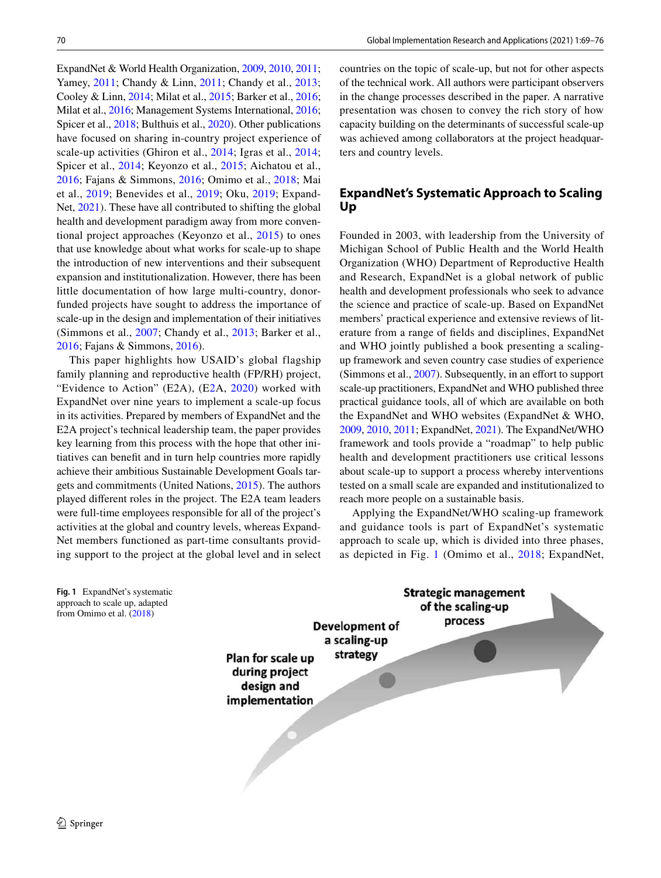ExpandNet & World Health Organization, 2009, 2010, 2011; Yamey, 2011; Chandy & Linn, 2011; Chandy et al., 2013; Cooley & Linn, 2014; Milat et al., 2015; Barker et al., 2016; Milat et al., 2016; Management Systems International, 2016; Spicer et al., 2018; Bulthuis et al., 2020). Other publications have focused on sharing in-country project experience of scale-up activities (Ghiron et al., 2014; Igras et al., 2014; Spicer et al., 2014; Keyonzo et al., 2015; Aichatou et al., 2016; Fajans & Simmons, 2016; Omimo et al., 2018; Mai et al., 2019; Benevides et al., 2019; Oku, 2019; ExpandNet, 2021). These have all contributed to shifting the global health and development paradigm away from more conventional project approaches (Keyonzo et al., 2015) to ones that use knowledge about what works for scale-up to shape the introduction of new interventions and their subsequent expansion and institutionalization. However, there has been little documentation of how large multi-country, donor-funded projects have sought to address the importance of scale-up in the design and implementation of their initiatives (Simmons et al., 2007; Chandy et al., 2013; Barker et al., 2016; Fajans & Simmons, 2016).

This paper highlights how USAID's global flagship family planning and reproductive health (FP/RH) project, "Evidence to Action" (E2A), (E2A, 2020) worked with ExpandNet over nine years to implement a scale-up focus in its activities. Prepared by members of ExpandNet and the E2A project's technical leadership team, the paper provides key learning from this process with the hope that other initiatives can benefit and in turn help countries more rapidly achieve their ambitious Sustainable Development Goals targets and commitments (United Nations, 2015). The authors played different roles in the project. The E2A team leaders were full-time employees responsible for all of the project's activities at the global and country levels, whereas ExpandNet members functioned as part-time consultants providing support to the project at the global level and in select countries on the topic of scale-up, but not for other aspects of the technical work. All authors were participant observers in the change processes described in the paper. A narrative presentation was chosen to convey the rich story of how capacity building on the determinants of successful scale-up was achieved among collaborators at the project headquarters and country levels.

## ExpandNet's Systematic Approach to Scaling Up

Founded in 2003, with leadership from the University of Michigan School of Public Health and the World Health Organization (WHO) Department of Reproductive Health and Research, ExpandNet is a global network of public health and development professionals who seek to advance the science and practice of scale-up. Based on ExpandNet members' practical experience and extensive reviews of literature from a range of fields and disciplines, ExpandNet and WHO jointly published a book presenting a scaling-up framework and seven country case studies of experience (Simmons et al., 2007). Subsequently, in an effort to support scale-up practitioners, ExpandNet and WHO published three practical guidance tools, all of which are available on both the ExpandNet and WHO websites (ExpandNet & WHO, 2009, 2010, 2011; ExpandNet, 2021). The ExpandNet/WHO framework and tools provide a "roadmap" to help public health and development practitioners use critical lessons about scale-up to support a process whereby interventions tested on a small scale are expanded and institutionalized to reach more people on a sustainable basis.

Applying the ExpandNet/WHO scaling-up framework and guidance tools is part of ExpandNet's systematic approach to scale up, which is divided into three phases, as depicted in Fig. 1 (Omimo et al., 2018; ExpandNet,

Plan for scale up during project design and implementation → Development of a scaling-up strategy → Strategic management of the scaling-up process

**Fig. 1** ExpandNet's systematic approach to scale up, adapted from Omimo et al. (2018)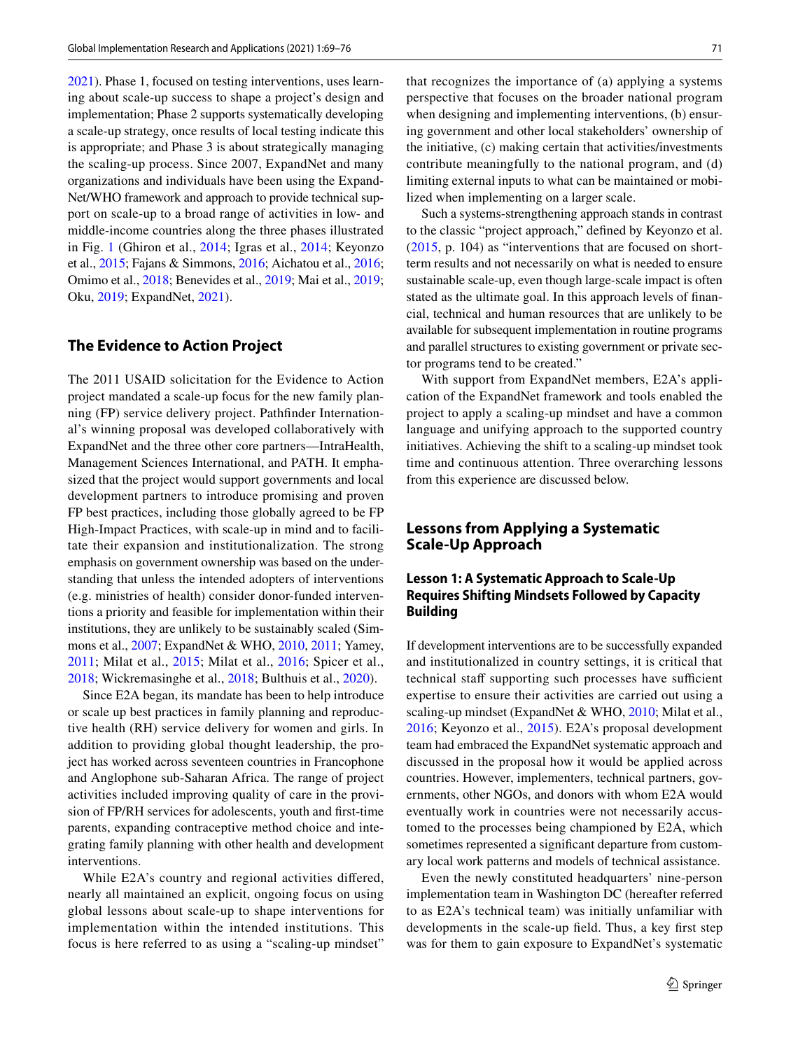2021). Phase 1, focused on testing interventions, uses learning about scale-up success to shape a project's design and implementation; Phase 2 supports systematically developing a scale-up strategy, once results of local testing indicate this is appropriate; and Phase 3 is about strategically managing the scaling-up process. Since 2007, ExpandNet and many organizations and individuals have been using the ExpandNet/WHO framework and approach to provide technical support on scale-up to a broad range of activities in low- and middle-income countries along the three phases illustrated in Fig. 1 (Ghiron et al., 2014; Igras et al., 2014; Keyonzo et al., 2015; Fajans & Simmons, 2016; Aichatou et al., 2016; Omimo et al., 2018; Benevides et al., 2019; Mai et al., 2019; Oku, 2019; ExpandNet, 2021).

## The Evidence to Action Project

The 2011 USAID solicitation for the Evidence to Action project mandated a scale-up focus for the new family planning (FP) service delivery project. Pathfinder International's winning proposal was developed collaboratively with ExpandNet and the three other core partners—IntraHealth, Management Sciences International, and PATH. It emphasized that the project would support governments and local development partners to introduce promising and proven FP best practices, including those globally agreed to be FP High-Impact Practices, with scale-up in mind and to facilitate their expansion and institutionalization. The strong emphasis on government ownership was based on the understanding that unless the intended adopters of interventions (e.g. ministries of health) consider donor-funded interventions a priority and feasible for implementation within their institutions, they are unlikely to be sustainably scaled (Simmons et al., 2007; ExpandNet & WHO, 2010, 2011; Yamey, 2011; Milat et al., 2015; Milat et al., 2016; Spicer et al., 2018; Wickremasinghe et al., 2018; Bulthuis et al., 2020).

Since E2A began, its mandate has been to help introduce or scale up best practices in family planning and reproductive health (RH) service delivery for women and girls. In addition to providing global thought leadership, the project has worked across seventeen countries in Francophone and Anglophone sub-Saharan Africa. The range of project activities included improving quality of care in the provision of FP/RH services for adolescents, youth and first-time parents, expanding contraceptive method choice and integrating family planning with other health and development interventions.

While E2A's country and regional activities differed, nearly all maintained an explicit, ongoing focus on using global lessons about scale-up to shape interventions for implementation within the intended institutions. This focus is here referred to as using a "scaling-up mindset" that recognizes the importance of (a) applying a systems perspective that focuses on the broader national program when designing and implementing interventions, (b) ensuring government and other local stakeholders' ownership of the initiative, (c) making certain that activities/investments contribute meaningfully to the national program, and (d) limiting external inputs to what can be maintained or mobilized when implementing on a larger scale.

Such a systems-strengthening approach stands in contrast to the classic "project approach," defined by Keyonzo et al. (2015, p. 104) as "interventions that are focused on short-term results and not necessarily on what is needed to ensure sustainable scale-up, even though large-scale impact is often stated as the ultimate goal. In this approach levels of financial, technical and human resources that are unlikely to be available for subsequent implementation in routine programs and parallel structures to existing government or private sector programs tend to be created."

With support from ExpandNet members, E2A's application of the ExpandNet framework and tools enabled the project to apply a scaling-up mindset and have a common language and unifying approach to the supported country initiatives. Achieving the shift to a scaling-up mindset took time and continuous attention. Three overarching lessons from this experience are discussed below.

## Lessons from Applying a Systematic Scale-Up Approach

### Lesson 1: A Systematic Approach to Scale-Up Requires Shifting Mindsets Followed by Capacity Building

If development interventions are to be successfully expanded and institutionalized in country settings, it is critical that technical staff supporting such processes have sufficient expertise to ensure their activities are carried out using a scaling-up mindset (ExpandNet & WHO, 2010; Milat et al., 2016; Keyonzo et al., 2015). E2A's proposal development team had embraced the ExpandNet systematic approach and discussed in the proposal how it would be applied across countries. However, implementers, technical partners, governments, other NGOs, and donors with whom E2A would eventually work in countries were not necessarily accustomed to the processes being championed by E2A, which sometimes represented a significant departure from customary local work patterns and models of technical assistance.

Even the newly constituted headquarters' nine-person implementation team in Washington DC (hereafter referred to as E2A's technical team) was initially unfamiliar with developments in the scale-up field. Thus, a key first step was for them to gain exposure to ExpandNet's systematic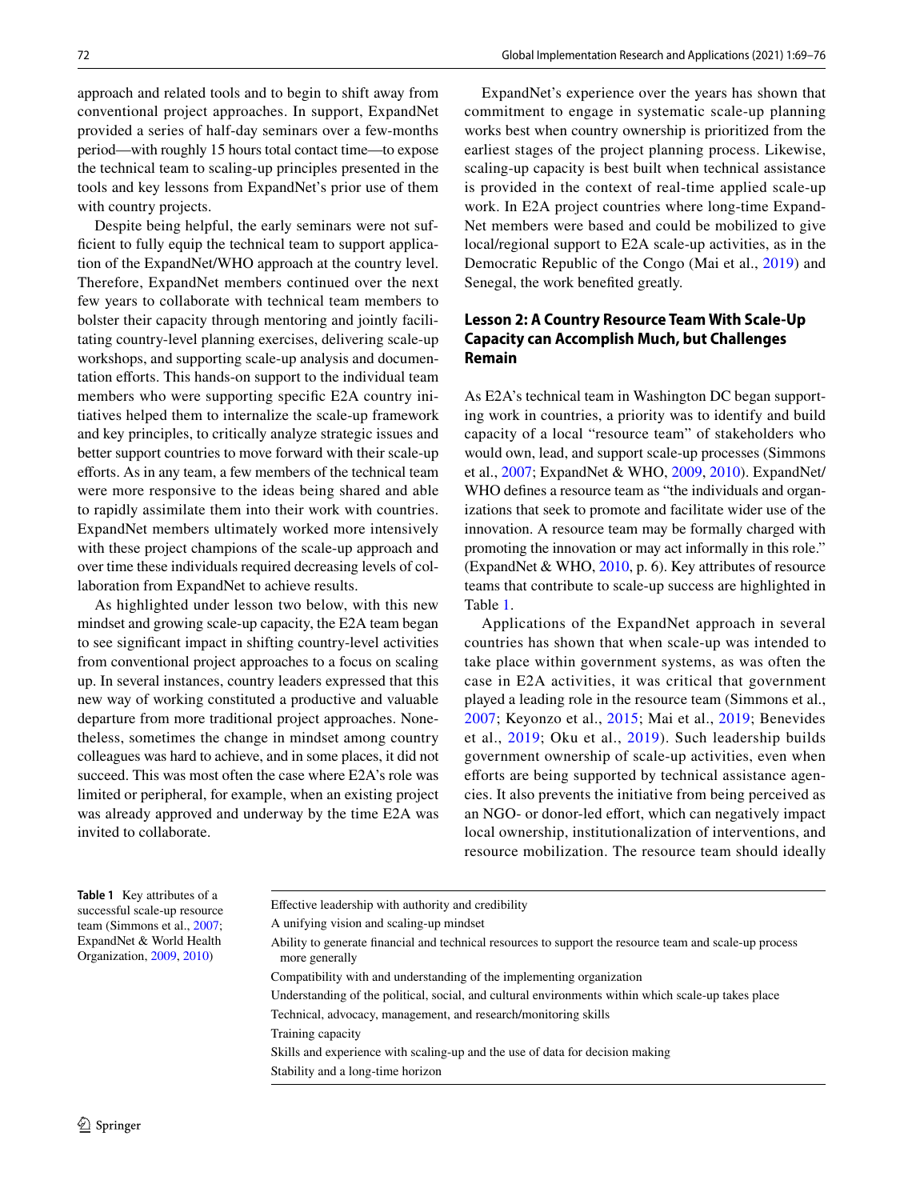approach and related tools and to begin to shift away from conventional project approaches. In support, ExpandNet provided a series of half-day seminars over a few-months period—with roughly 15 hours total contact time—to expose the technical team to scaling-up principles presented in the tools and key lessons from ExpandNet's prior use of them with country projects.

Despite being helpful, the early seminars were not sufficient to fully equip the technical team to support application of the ExpandNet/WHO approach at the country level. Therefore, ExpandNet members continued over the next few years to collaborate with technical team members to bolster their capacity through mentoring and jointly facilitating country-level planning exercises, delivering scale-up workshops, and supporting scale-up analysis and documentation efforts. This hands-on support to the individual team members who were supporting specific E2A country initiatives helped them to internalize the scale-up framework and key principles, to critically analyze strategic issues and better support countries to move forward with their scale-up efforts. As in any team, a few members of the technical team were more responsive to the ideas being shared and able to rapidly assimilate them into their work with countries. ExpandNet members ultimately worked more intensively with these project champions of the scale-up approach and over time these individuals required decreasing levels of collaboration from ExpandNet to achieve results.

As highlighted under lesson two below, with this new mindset and growing scale-up capacity, the E2A team began to see significant impact in shifting country-level activities from conventional project approaches to a focus on scaling up. In several instances, country leaders expressed that this new way of working constituted a productive and valuable departure from more traditional project approaches. Nonetheless, sometimes the change in mindset among country colleagues was hard to achieve, and in some places, it did not succeed. This was most often the case where E2A's role was limited or peripheral, for example, when an existing project was already approved and underway by the time E2A was invited to collaborate.

ExpandNet's experience over the years has shown that commitment to engage in systematic scale-up planning works best when country ownership is prioritized from the earliest stages of the project planning process. Likewise, scaling-up capacity is best built when technical assistance is provided in the context of real-time applied scale-up work. In E2A project countries where long-time ExpandNet members were based and could be mobilized to give local/regional support to E2A scale-up activities, as in the Democratic Republic of the Congo (Mai et al., 2019) and Senegal, the work benefited greatly.

## Lesson 2: A Country Resource Team With Scale-Up Capacity can Accomplish Much, but Challenges Remain

As E2A's technical team in Washington DC began supporting work in countries, a priority was to identify and build capacity of a local "resource team" of stakeholders who would own, lead, and support scale-up processes (Simmons et al., 2007; ExpandNet & WHO, 2009, 2010). ExpandNet/WHO defines a resource team as "the individuals and organizations that seek to promote and facilitate wider use of the innovation. A resource team may be formally charged with promoting the innovation or may act informally in this role." (ExpandNet & WHO, 2010, p. 6). Key attributes of resource teams that contribute to scale-up success are highlighted in Table 1.

Applications of the ExpandNet approach in several countries has shown that when scale-up was intended to take place within government systems, as was often the case in E2A activities, it was critical that government played a leading role in the resource team (Simmons et al., 2007; Keyonzo et al., 2015; Mai et al., 2019; Benevides et al., 2019; Oku et al., 2019). Such leadership builds government ownership of scale-up activities, even when efforts are being supported by technical assistance agencies. It also prevents the initiative from being perceived as an NGO- or donor-led effort, which can negatively impact local ownership, institutionalization of interventions, and resource mobilization. The resource team should ideally

**Table 1** Key attributes of a successful scale-up resource team (Simmons et al., 2007; ExpandNet & World Health Organization, 2009, 2010)

| |
|---|
| Effective leadership with authority and credibility |
| A unifying vision and scaling-up mindset |
| Ability to generate financial and technical resources to support the resource team and scale-up process more generally |
| Compatibility with and understanding of the implementing organization |
| Understanding of the political, social, and cultural environments within which scale-up takes place |
| Technical, advocacy, management, and research/monitoring skills |
| Training capacity |
| Skills and experience with scaling-up and the use of data for decision making |
| Stability and a long-time horizon |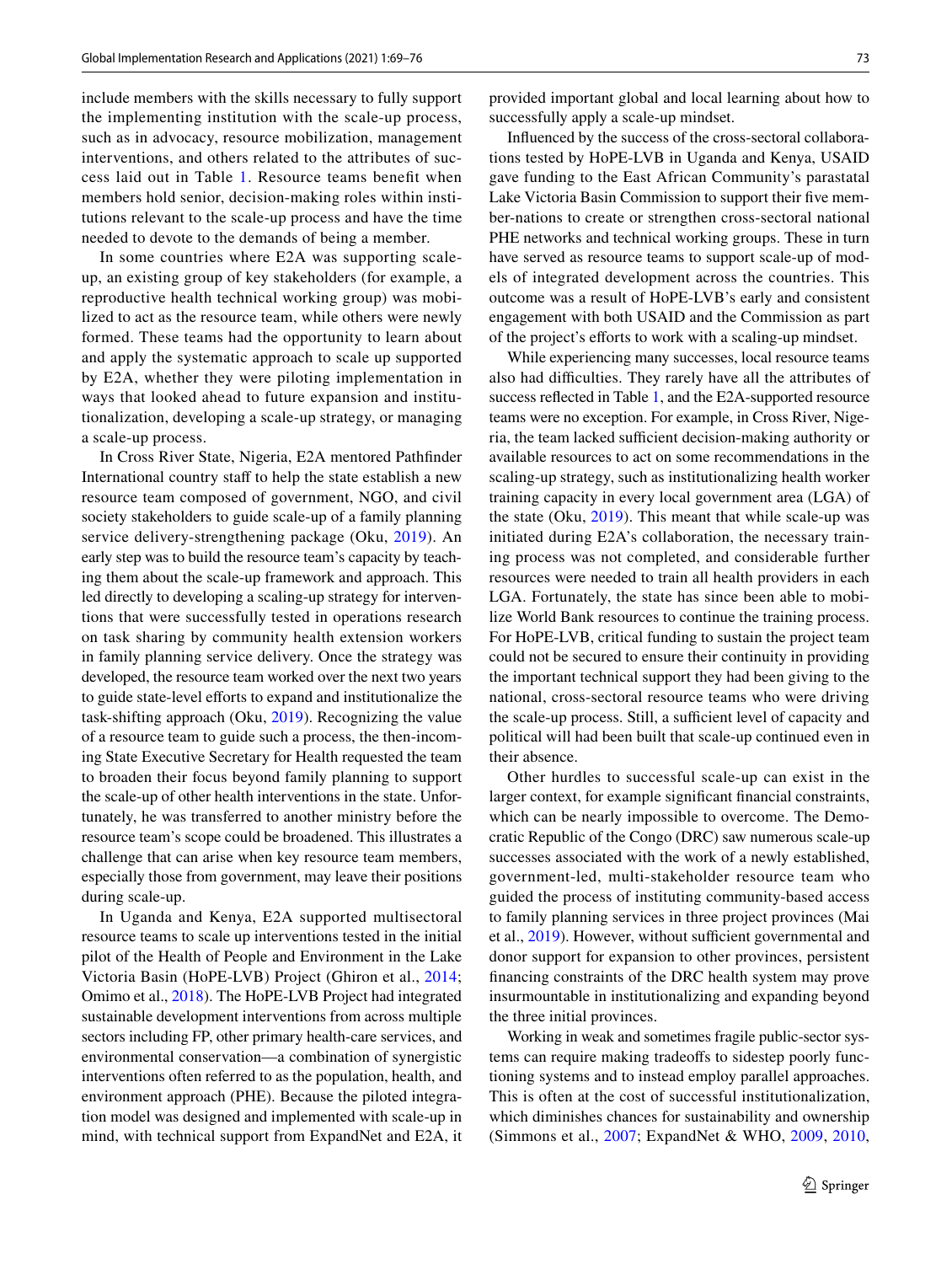include members with the skills necessary to fully support the implementing institution with the scale-up process, such as in advocacy, resource mobilization, management interventions, and others related to the attributes of success laid out in Table 1. Resource teams benefit when members hold senior, decision-making roles within institutions relevant to the scale-up process and have the time needed to devote to the demands of being a member.

In some countries where E2A was supporting scale-up, an existing group of key stakeholders (for example, a reproductive health technical working group) was mobilized to act as the resource team, while others were newly formed. These teams had the opportunity to learn about and apply the systematic approach to scale up supported by E2A, whether they were piloting implementation in ways that looked ahead to future expansion and institutionalization, developing a scale-up strategy, or managing a scale-up process.

In Cross River State, Nigeria, E2A mentored Pathfinder International country staff to help the state establish a new resource team composed of government, NGO, and civil society stakeholders to guide scale-up of a family planning service delivery-strengthening package (Oku, 2019). An early step was to build the resource team's capacity by teaching them about the scale-up framework and approach. This led directly to developing a scaling-up strategy for interventions that were successfully tested in operations research on task sharing by community health extension workers in family planning service delivery. Once the strategy was developed, the resource team worked over the next two years to guide state-level efforts to expand and institutionalize the task-shifting approach (Oku, 2019). Recognizing the value of a resource team to guide such a process, the then-incoming State Executive Secretary for Health requested the team to broaden their focus beyond family planning to support the scale-up of other health interventions in the state. Unfortunately, he was transferred to another ministry before the resource team's scope could be broadened. This illustrates a challenge that can arise when key resource team members, especially those from government, may leave their positions during scale-up.

In Uganda and Kenya, E2A supported multisectoral resource teams to scale up interventions tested in the initial pilot of the Health of People and Environment in the Lake Victoria Basin (HoPE-LVB) Project (Ghiron et al., 2014; Omimo et al., 2018). The HoPE-LVB Project had integrated sustainable development interventions from across multiple sectors including FP, other primary health-care services, and environmental conservation—a combination of synergistic interventions often referred to as the population, health, and environment approach (PHE). Because the piloted integration model was designed and implemented with scale-up in mind, with technical support from ExpandNet and E2A, it provided important global and local learning about how to successfully apply a scale-up mindset.

Influenced by the success of the cross-sectoral collaborations tested by HoPE-LVB in Uganda and Kenya, USAID gave funding to the East African Community's parastatal Lake Victoria Basin Commission to support their five member-nations to create or strengthen cross-sectoral national PHE networks and technical working groups. These in turn have served as resource teams to support scale-up of models of integrated development across the countries. This outcome was a result of HoPE-LVB's early and consistent engagement with both USAID and the Commission as part of the project's efforts to work with a scaling-up mindset.

While experiencing many successes, local resource teams also had difficulties. They rarely have all the attributes of success reflected in Table 1, and the E2A-supported resource teams were no exception. For example, in Cross River, Nigeria, the team lacked sufficient decision-making authority or available resources to act on some recommendations in the scaling-up strategy, such as institutionalizing health worker training capacity in every local government area (LGA) of the state (Oku, 2019). This meant that while scale-up was initiated during E2A's collaboration, the necessary training process was not completed, and considerable further resources were needed to train all health providers in each LGA. Fortunately, the state has since been able to mobilize World Bank resources to continue the training process. For HoPE-LVB, critical funding to sustain the project team could not be secured to ensure their continuity in providing the important technical support they had been giving to the national, cross-sectoral resource teams who were driving the scale-up process. Still, a sufficient level of capacity and political will had been built that scale-up continued even in their absence.

Other hurdles to successful scale-up can exist in the larger context, for example significant financial constraints, which can be nearly impossible to overcome. The Democratic Republic of the Congo (DRC) saw numerous scale-up successes associated with the work of a newly established, government-led, multi-stakeholder resource team who guided the process of instituting community-based access to family planning services in three project provinces (Mai et al., 2019). However, without sufficient governmental and donor support for expansion to other provinces, persistent financing constraints of the DRC health system may prove insurmountable in institutionalizing and expanding beyond the three initial provinces.

Working in weak and sometimes fragile public-sector systems can require making tradeoffs to sidestep poorly functioning systems and to instead employ parallel approaches. This is often at the cost of successful institutionalization, which diminishes chances for sustainability and ownership (Simmons et al., 2007; ExpandNet & WHO, 2009, 2010,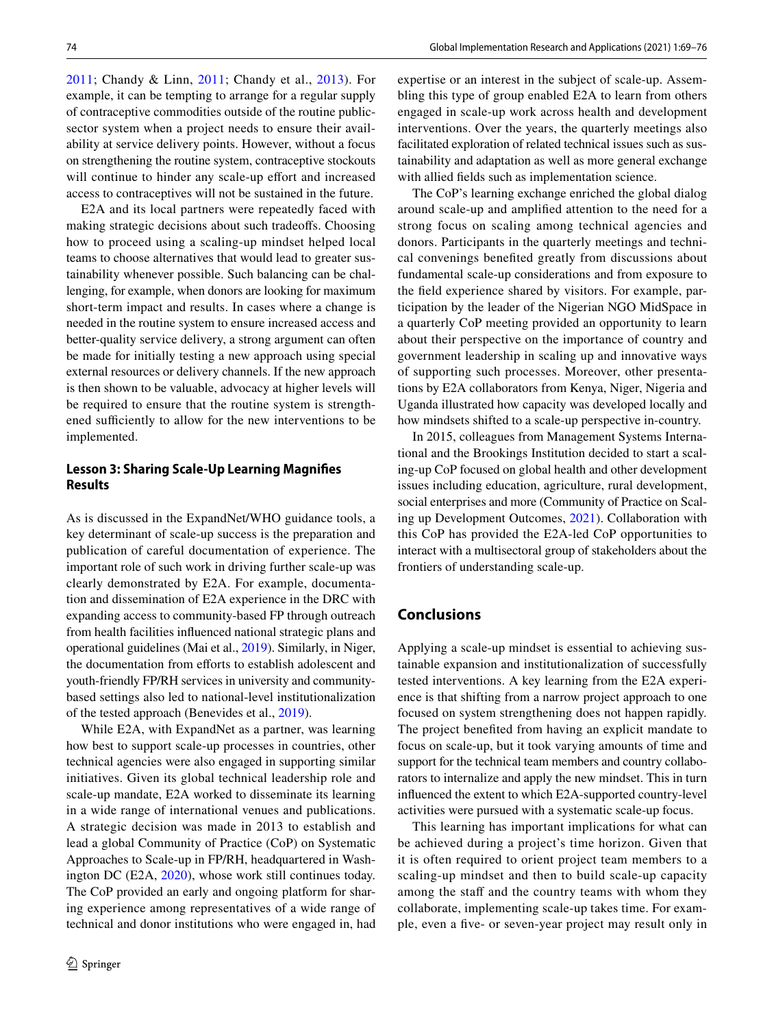2011; Chandy & Linn, 2011; Chandy et al., 2013). For example, it can be tempting to arrange for a regular supply of contraceptive commodities outside of the routine public-sector system when a project needs to ensure their availability at service delivery points. However, without a focus on strengthening the routine system, contraceptive stockouts will continue to hinder any scale-up effort and increased access to contraceptives will not be sustained in the future.

E2A and its local partners were repeatedly faced with making strategic decisions about such tradeoffs. Choosing how to proceed using a scaling-up mindset helped local teams to choose alternatives that would lead to greater sustainability whenever possible. Such balancing can be challenging, for example, when donors are looking for maximum short-term impact and results. In cases where a change is needed in the routine system to ensure increased access and better-quality service delivery, a strong argument can often be made for initially testing a new approach using special external resources or delivery channels. If the new approach is then shown to be valuable, advocacy at higher levels will be required to ensure that the routine system is strengthened sufficiently to allow for the new interventions to be implemented.

### Lesson 3: Sharing Scale-Up Learning Magnifies Results

As is discussed in the ExpandNet/WHO guidance tools, a key determinant of scale-up success is the preparation and publication of careful documentation of experience. The important role of such work in driving further scale-up was clearly demonstrated by E2A. For example, documentation and dissemination of E2A experience in the DRC with expanding access to community-based FP through outreach from health facilities influenced national strategic plans and operational guidelines (Mai et al., 2019). Similarly, in Niger, the documentation from efforts to establish adolescent and youth-friendly FP/RH services in university and community-based settings also led to national-level institutionalization of the tested approach (Benevides et al., 2019).

While E2A, with ExpandNet as a partner, was learning how best to support scale-up processes in countries, other technical agencies were also engaged in supporting similar initiatives. Given its global technical leadership role and scale-up mandate, E2A worked to disseminate its learning in a wide range of international venues and publications. A strategic decision was made in 2013 to establish and lead a global Community of Practice (CoP) on Systematic Approaches to Scale-up in FP/RH, headquartered in Washington DC (E2A, 2020), whose work still continues today. The CoP provided an early and ongoing platform for sharing experience among representatives of a wide range of technical and donor institutions who were engaged in, had expertise or an interest in the subject of scale-up. Assembling this type of group enabled E2A to learn from others engaged in scale-up work across health and development interventions. Over the years, the quarterly meetings also facilitated exploration of related technical issues such as sustainability and adaptation as well as more general exchange with allied fields such as implementation science.

The CoP's learning exchange enriched the global dialog around scale-up and amplified attention to the need for a strong focus on scaling among technical agencies and donors. Participants in the quarterly meetings and technical convenings benefited greatly from discussions about fundamental scale-up considerations and from exposure to the field experience shared by visitors. For example, participation by the leader of the Nigerian NGO MidSpace in a quarterly CoP meeting provided an opportunity to learn about their perspective on the importance of country and government leadership in scaling up and innovative ways of supporting such processes. Moreover, other presentations by E2A collaborators from Kenya, Niger, Nigeria and Uganda illustrated how capacity was developed locally and how mindsets shifted to a scale-up perspective in-country.

In 2015, colleagues from Management Systems International and the Brookings Institution decided to start a scaling-up CoP focused on global health and other development issues including education, agriculture, rural development, social enterprises and more (Community of Practice on Scaling up Development Outcomes, 2021). Collaboration with this CoP has provided the E2A-led CoP opportunities to interact with a multisectoral group of stakeholders about the frontiers of understanding scale-up.

## Conclusions

Applying a scale-up mindset is essential to achieving sustainable expansion and institutionalization of successfully tested interventions. A key learning from the E2A experience is that shifting from a narrow project approach to one focused on system strengthening does not happen rapidly. The project benefited from having an explicit mandate to focus on scale-up, but it took varying amounts of time and support for the technical team members and country collaborators to internalize and apply the new mindset. This in turn influenced the extent to which E2A-supported country-level activities were pursued with a systematic scale-up focus.

This learning has important implications for what can be achieved during a project's time horizon. Given that it is often required to orient project team members to a scaling-up mindset and then to build scale-up capacity among the staff and the country teams with whom they collaborate, implementing scale-up takes time. For example, even a five- or seven-year project may result only in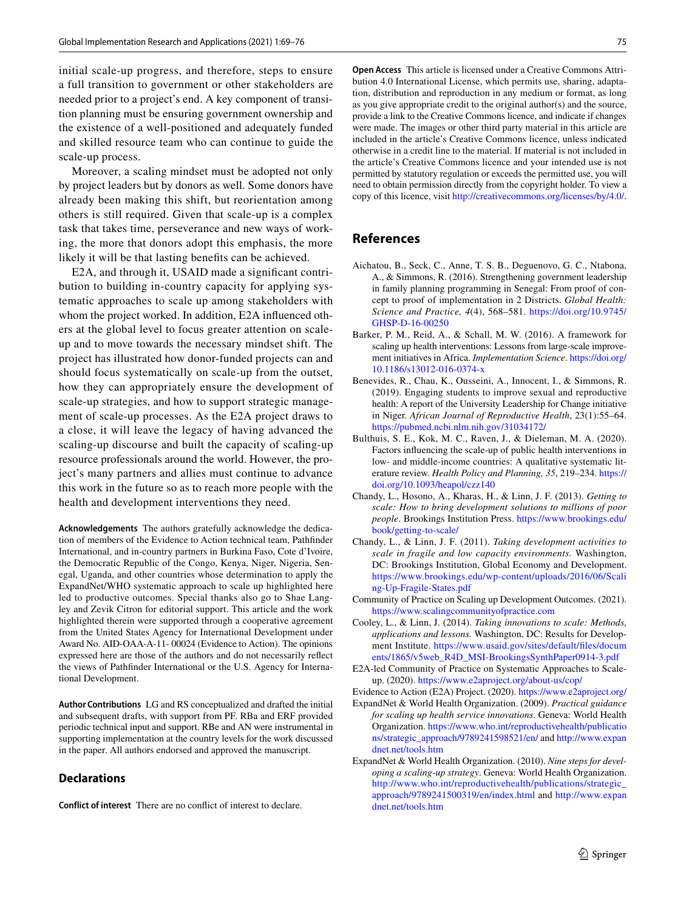initial scale-up progress, and therefore, steps to ensure a full transition to government or other stakeholders are needed prior to a project's end. A key component of transition planning must be ensuring government ownership and the existence of a well-positioned and adequately funded and skilled resource team who can continue to guide the scale-up process.

Moreover, a scaling mindset must be adopted not only by project leaders but by donors as well. Some donors have already been making this shift, but reorientation among others is still required. Given that scale-up is a complex task that takes time, perseverance and new ways of working, the more that donors adopt this emphasis, the more likely it will be that lasting benefits can be achieved.

E2A, and through it, USAID made a significant contribution to building in-country capacity for applying systematic approaches to scale up among stakeholders with whom the project worked. In addition, E2A influenced others at the global level to focus greater attention on scale-up and to move towards the necessary mindset shift. The project has illustrated how donor-funded projects can and should focus systematically on scale-up from the outset, how they can appropriately ensure the development of scale-up strategies, and how to support strategic management of scale-up processes. As the E2A project draws to a close, it will leave the legacy of having advanced the scaling-up discourse and built the capacity of scaling-up resource professionals around the world. However, the project's many partners and allies must continue to advance this work in the future so as to reach more people with the health and development interventions they need.

**Acknowledgements** The authors gratefully acknowledge the dedication of members of the Evidence to Action technical team, Pathfinder International, and in-country partners in Burkina Faso, Cote d'Ivoire, the Democratic Republic of the Congo, Kenya, Niger, Nigeria, Senegal, Uganda, and other countries whose determination to apply the ExpandNet/WHO systematic approach to scale up highlighted here led to productive outcomes. Special thanks also go to Shae Langley and Zevik Citron for editorial support. This article and the work highlighted therein were supported through a cooperative agreement from the United States Agency for International Development under Award No. AID-OAA-A-11- 00024 (Evidence to Action). The opinions expressed here are those of the authors and do not necessarily reflect the views of Pathfinder International or the U.S. Agency for International Development.

**Author Contributions** LG and RS conceptualized and drafted the initial and subsequent drafts, with support from PF. RBa and ERF provided periodic technical input and support. RBe and AN were instrumental in supporting implementation at the country levels for the work discussed in the paper. All authors endorsed and approved the manuscript.

## Declarations

**Conflict of interest** There are no conflict of interest to declare.

**Open Access** This article is licensed under a Creative Commons Attribution 4.0 International License, which permits use, sharing, adaptation, distribution and reproduction in any medium or format, as long as you give appropriate credit to the original author(s) and the source, provide a link to the Creative Commons licence, and indicate if changes were made. The images or other third party material in this article are included in the article's Creative Commons licence, unless indicated otherwise in a credit line to the material. If material is not included in the article's Creative Commons licence and your intended use is not permitted by statutory regulation or exceeds the permitted use, you will need to obtain permission directly from the copyright holder. To view a copy of this licence, visit http://creativecommons.org/licenses/by/4.0/.

## References

Aichatou, B., Seck, C., Anne, T. S. B., Deguenovo, G. C., Ntabona, A., & Simmons, R. (2016). Strengthening government leadership in family planning programming in Senegal: From proof of concept to proof of implementation in 2 Districts. *Global Health: Science and Practice, 4*(4), 568–581. https://doi.org/10.9745/GHSP-D-16-00250

Barker, P. M., Reid, A., & Schall, M. W. (2016). A framework for scaling up health interventions: Lessons from large-scale improvement initiatives in Africa. *Implementation Science*. https://doi.org/10.1186/s13012-016-0374-x

Benevides, R., Chau, K., Ousseini, A., Innocent, I., & Simmons, R. (2019). Engaging students to improve sexual and reproductive health: A report of the University Leadership for Change initiative in Niger. *African Journal of Reproductive Health*, 23(1):55–64. https://pubmed.ncbi.nlm.nih.gov/31034172/

Bulthuis, S. E., Kok, M. C., Raven, J., & Dieleman, M. A. (2020). Factors influencing the scale-up of public health interventions in low- and middle-income countries: A qualitative systematic literature review. *Health Policy and Planning, 35*, 219–234. https://doi.org/10.1093/heapol/czz140

Chandy, L., Hosono, A., Kharas, H., & Linn, J. F. (2013). *Getting to scale: How to bring development solutions to millions of poor people*. Brookings Institution Press. https://www.brookings.edu/book/getting-to-scale/

Chandy, L., & Linn, J. F. (2011). *Taking development activities to scale in fragile and low capacity environments.* Washington, DC: Brookings Institution, Global Economy and Development. https://www.brookings.edu/wp-content/uploads/2016/06/Scaling-Up-Fragile-States.pdf

Community of Practice on Scaling up Development Outcomes. (2021). https://www.scalingcommunityofpractice.com

Cooley, L., & Linn, J. (2014). *Taking innovations to scale: Methods, applications and lessons.* Washington, DC: Results for Development Institute. https://www.usaid.gov/sites/default/files/documents/1865/v5web_R4D_MSI-BrookingsSynthPaper0914-3.pdf

E2A-led Community of Practice on Systematic Approaches to Scale-up. (2020). https://www.e2aproject.org/about-us/cop/

Evidence to Action (E2A) Project. (2020). https://www.e2aproject.org/

ExpandNet & World Health Organization. (2009). *Practical guidance for scaling up health service innovations*. Geneva: World Health Organization. https://www.who.int/reproductivehealth/publications/strategic_approach/9789241598521/en/ and http://www.expandnet.net/tools.htm

ExpandNet & World Health Organization. (2010). *Nine steps for developing a scaling-up strategy*. Geneva: World Health Organization. http://www.who.int/reproductivehealth/publications/strategic_approach/9789241500319/en/index.html and http://www.expandnet.net/tools.htm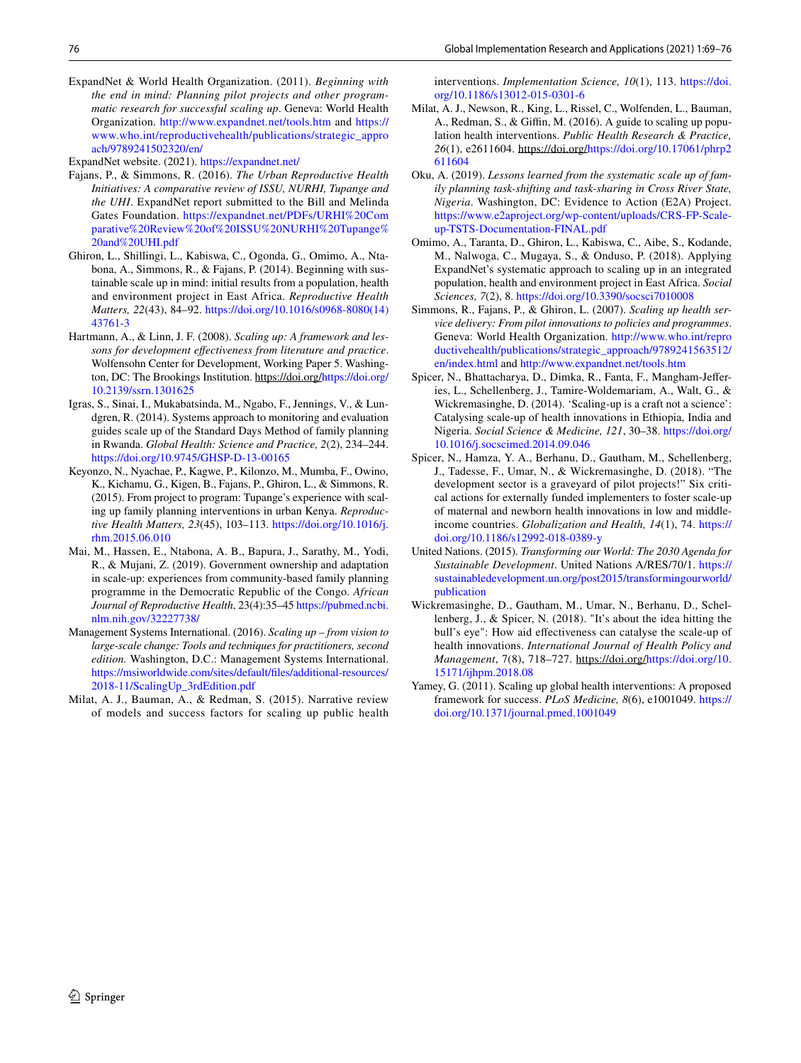ExpandNet & World Health Organization. (2011). *Beginning with the end in mind: Planning pilot projects and other programmatic research for successful scaling up*. Geneva: World Health Organization. http://www.expandnet.net/tools.htm and https://www.who.int/reproductivehealth/publications/strategic_approach/9789241502320/en/

ExpandNet website. (2021). https://expandnet.net/

Fajans, P., & Simmons, R. (2016). *The Urban Reproductive Health Initiatives: A comparative review of ISSU, NURHI, Tupange and the UHI*. ExpandNet report submitted to the Bill and Melinda Gates Foundation. https://expandnet.net/PDFs/URHI%20Comparative%20Review%20of%20ISSU%20NURHI%20Tupange%20and%20UHI.pdf

Ghiron, L., Shillingi, L., Kabiswa, C., Ogonda, G., Omimo, A., Ntabona, A., Simmons, R., & Fajans, P. (2014). Beginning with sustainable scale up in mind: initial results from a population, health and environment project in East Africa. *Reproductive Health Matters, 22*(43), 84–92. https://doi.org/10.1016/s0968-8080(14)43761-3

Hartmann, A., & Linn, J. F. (2008). *Scaling up: A framework and lessons for development effectiveness from literature and practice*. Wolfensohn Center for Development, Working Paper 5. Washington, DC: The Brookings Institution. https://doi.org/https://doi.org/10.2139/ssrn.1301625

Igras, S., Sinai, I., Mukabatsinda, M., Ngabo, F., Jennings, V., & Lundgren, R. (2014). Systems approach to monitoring and evaluation guides scale up of the Standard Days Method of family planning in Rwanda. *Global Health: Science and Practice, 2*(2), 234–244. https://doi.org/10.9745/GHSP-D-13-00165

Keyonzo, N., Nyachae, P., Kagwe, P., Kilonzo, M., Mumba, F., Owino, K., Kichamu, G., Kigen, B., Fajans, P., Ghiron, L., & Simmons, R. (2015). From project to program: Tupange's experience with scaling up family planning interventions in urban Kenya. *Reproductive Health Matters, 23*(45), 103–113. https://doi.org/10.1016/j.rhm.2015.06.010

Mai, M., Hassen, E., Ntabona, A. B., Bapura, J., Sarathy, M., Yodi, R., & Mujani, Z. (2019). Government ownership and adaptation in scale-up: experiences from community-based family planning programme in the Democratic Republic of the Congo. *African Journal of Reproductive Health*, 23(4):35–45 https://pubmed.ncbi.nlm.nih.gov/32227738/

Management Systems International. (2016). *Scaling up – from vision to large-scale change: Tools and techniques for practitioners, second edition.* Washington, D.C.: Management Systems International. https://msiworldwide.com/sites/default/files/additional-resources/2018-11/ScalingUp_3rdEdition.pdf

Milat, A. J., Bauman, A., & Redman, S. (2015). Narrative review of models and success factors for scaling up public health interventions. *Implementation Science, 10*(1), 113. https://doi.org/10.1186/s13012-015-0301-6

Milat, A. J., Newson, R., King, L., Rissel, C., Wolfenden, L., Bauman, A., Redman, S., & Giffin, M. (2016). A guide to scaling up population health interventions. *Public Health Research & Practice, 26*(1), e2611604. https://doi.org/https://doi.org/10.17061/phrp2611604

Oku, A. (2019). *Lessons learned from the systematic scale up of family planning task-shifting and task-sharing in Cross River State, Nigeria*. Washington, DC: Evidence to Action (E2A) Project. https://www.e2aproject.org/wp-content/uploads/CRS-FP-Scale-up-TSTS-Documentation-FINAL.pdf

Omimo, A., Taranta, D., Ghiron, L., Kabiswa, C., Aibe, S., Kodande, M., Nalwoga, C., Mugaya, S., & Onduso, P. (2018). Applying ExpandNet's systematic approach to scaling up in an integrated population health and environment project in East Africa. *Social Sciences, 7*(2), 8. https://doi.org/10.3390/socsci7010008

Simmons, R., Fajans, P., & Ghiron, L. (2007). *Scaling up health service delivery: From pilot innovations to policies and programmes*. Geneva: World Health Organization. http://www.who.int/reproductivehealth/publications/strategic_approach/9789241563512/en/index.html and http://www.expandnet.net/tools.htm

Spicer, N., Bhattacharya, D., Dimka, R., Fanta, F., Mangham-Jefferies, L., Schellenberg, J., Tamire-Woldemariam, A., Walt, G., & Wickremasinghe, D. (2014). 'Scaling-up is a craft not a science': Catalysing scale-up of health innovations in Ethiopia, India and Nigeria. *Social Science & Medicine, 121*, 30–38. https://doi.org/10.1016/j.socscimed.2014.09.046

Spicer, N., Hamza, Y. A., Berhanu, D., Gautham, M., Schellenberg, J., Tadesse, F., Umar, N., & Wickremasinghe, D. (2018). "The development sector is a graveyard of pilot projects!" Six critical actions for externally funded implementers to foster scale-up of maternal and newborn health innovations in low and middle-income countries. *Globalization and Health, 14*(1), 74. https://doi.org/10.1186/s12992-018-0389-y

United Nations. (2015). *Transforming our World: The 2030 Agenda for Sustainable Development*. United Nations A/RES/70/1. https://sustainabledevelopment.un.org/post2015/transformingourworld/publication

Wickremasinghe, D., Gautham, M., Umar, N., Berhanu, D., Schellenberg, J., & Spicer, N. (2018). "It's about the idea hitting the bull's eye": How aid effectiveness can catalyse the scale-up of health innovations. *International Journal of Health Policy and Management*, 7(8), 718–727. https://doi.org/https://doi.org/10.15171/ijhpm.2018.08

Yamey, G. (2011). Scaling up global health interventions: A proposed framework for success. *PLoS Medicine, 8*(6), e1001049. https://doi.org/10.1371/journal.pmed.1001049